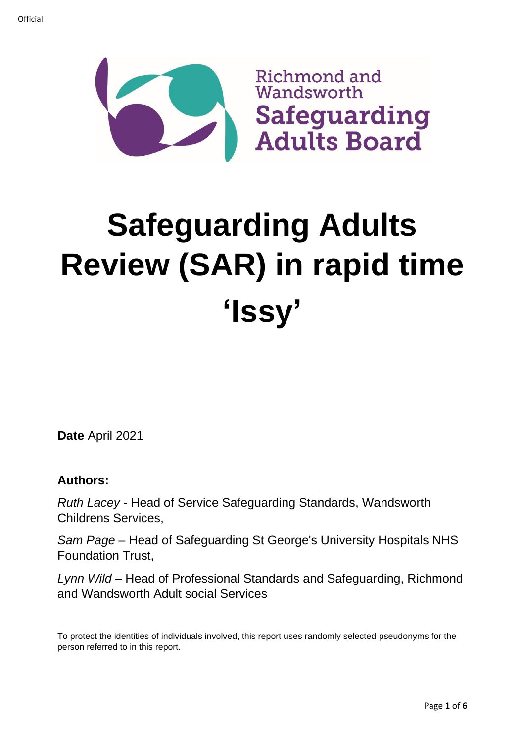Richmond and Wandsworth Safeguarding Adults Board

# Safeguarding Adults Review (SAR) in rapid time 'Issy'

**Date** April 2021

**Authors:**

*Ruth Lacey* - Head of Service Safeguarding Standards, Wandsworth Childrens Services,

*Sam Page* – Head of Safeguarding St George's University Hospitals NHS Foundation Trust,

*Lynn Wild* – Head of Professional Standards and Safeguarding, Richmond and Wandsworth Adult social Services

To protect the identities of individuals involved, this report uses randomly selected pseudonyms for the person referred to in this report.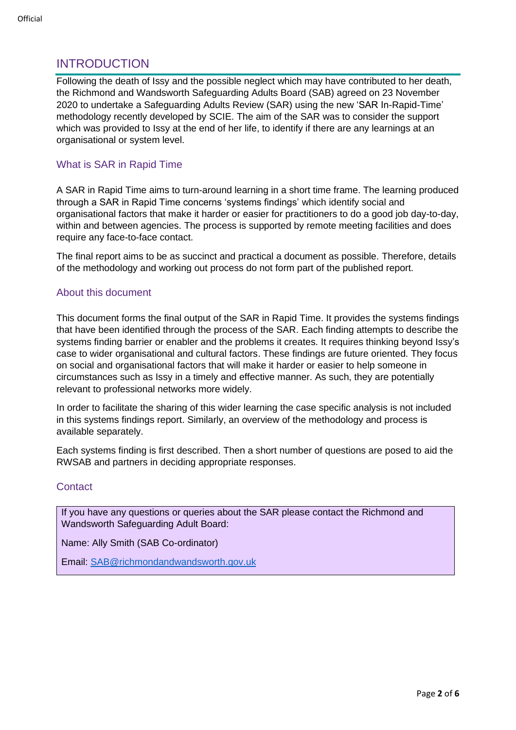# INTRODUCTION

Following the death of Issy and the possible neglect which may have contributed to her death, the Richmond and Wandsworth Safeguarding Adults Board (SAB) agreed on 23 November 2020 to undertake a Safeguarding Adults Review (SAR) using the new 'SAR In-Rapid-Time' methodology recently developed by SCIE. The aim of the SAR was to consider the support which was provided to Issy at the end of her life, to identify if there are any learnings at an organisational or system level.

## What is SAR in Rapid Time

A SAR in Rapid Time aims to turn-around learning in a short time frame. The learning produced through a SAR in Rapid Time concerns 'systems findings' which identify social and organisational factors that make it harder or easier for practitioners to do a good job day-to-day, within and between agencies. The process is supported by remote meeting facilities and does require any face-to-face contact.

The final report aims to be as succinct and practical a document as possible. Therefore, details of the methodology and working out process do not form part of the published report.

## About this document

This document forms the final output of the SAR in Rapid Time. It provides the systems findings that have been identified through the process of the SAR. Each finding attempts to describe the systems finding barrier or enabler and the problems it creates. It requires thinking beyond Issy's case to wider organisational and cultural factors. These findings are future oriented. They focus on social and organisational factors that will make it harder or easier to help someone in circumstances such as Issy in a timely and effective manner. As such, they are potentially relevant to professional networks more widely.

In order to facilitate the sharing of this wider learning the case specific analysis is not included in this systems findings report. Similarly, an overview of the methodology and process is available separately.

Each systems finding is first described. Then a short number of questions are posed to aid the RWSAB and partners in deciding appropriate responses.

## Contact

If you have any questions or queries about the SAR please contact the Richmond and Wandsworth Safeguarding Adult Board:

Name: Ally Smith (SAB Co-ordinator)

Email: SAB@richmondandwandsworth.gov.uk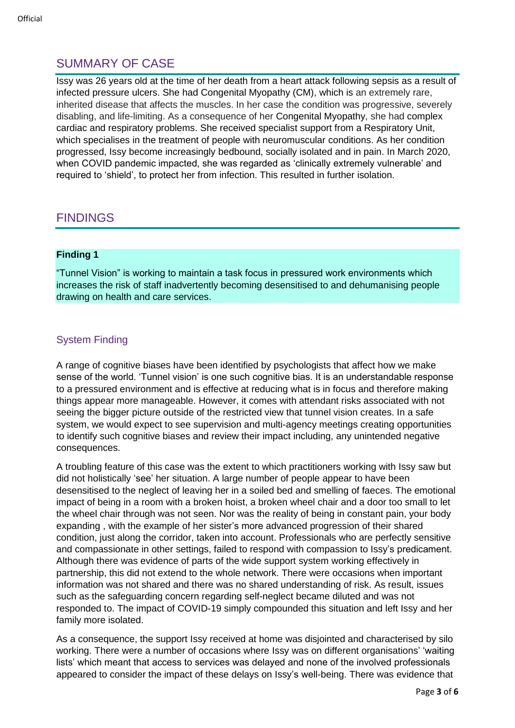## SUMMARY OF CASE

Issy was 26 years old at the time of her death from a heart attack following sepsis as a result of infected pressure ulcers. She had Congenital Myopathy (CM), which is an extremely rare, inherited disease that affects the muscles. In her case the condition was progressive, severely disabling, and life-limiting. As a consequence of her Congenital Myopathy, she had complex cardiac and respiratory problems. She received specialist support from a Respiratory Unit, which specialises in the treatment of people with neuromuscular conditions. As her condition progressed, Issy become increasingly bedbound, socially isolated and in pain. In March 2020, when COVID pandemic impacted, she was regarded as 'clinically extremely vulnerable' and required to 'shield', to protect her from infection. This resulted in further isolation.

## FINDINGS

**Finding 1**

"Tunnel Vision" is working to maintain a task focus in pressured work environments which increases the risk of staff inadvertently becoming desensitised to and dehumanising people drawing on health and care services.

### System Finding

A range of cognitive biases have been identified by psychologists that affect how we make sense of the world. 'Tunnel vision' is one such cognitive bias. It is an understandable response to a pressured environment and is effective at reducing what is in focus and therefore making things appear more manageable. However, it comes with attendant risks associated with not seeing the bigger picture outside of the restricted view that tunnel vision creates. In a safe system, we would expect to see supervision and multi-agency meetings creating opportunities to identify such cognitive biases and review their impact including, any unintended negative consequences.

A troubling feature of this case was the extent to which practitioners working with Issy saw but did not holistically 'see' her situation. A large number of people appear to have been desensitised to the neglect of leaving her in a soiled bed and smelling of faeces. The emotional impact of being in a room with a broken hoist, a broken wheel chair and a door too small to let the wheel chair through was not seen. Nor was the reality of being in constant pain, your body expanding , with the example of her sister's more advanced progression of their shared condition, just along the corridor, taken into account. Professionals who are perfectly sensitive and compassionate in other settings, failed to respond with compassion to Issy's predicament. Although there was evidence of parts of the wide support system working effectively in partnership, this did not extend to the whole network. There were occasions when important information was not shared and there was no shared understanding of risk. As result, issues such as the safeguarding concern regarding self-neglect became diluted and was not responded to. The impact of COVID-19 simply compounded this situation and left Issy and her family more isolated.

As a consequence, the support Issy received at home was disjointed and characterised by silo working. There were a number of occasions where Issy was on different organisations' 'waiting lists' which meant that access to services was delayed and none of the involved professionals appeared to consider the impact of these delays on Issy's well-being. There was evidence that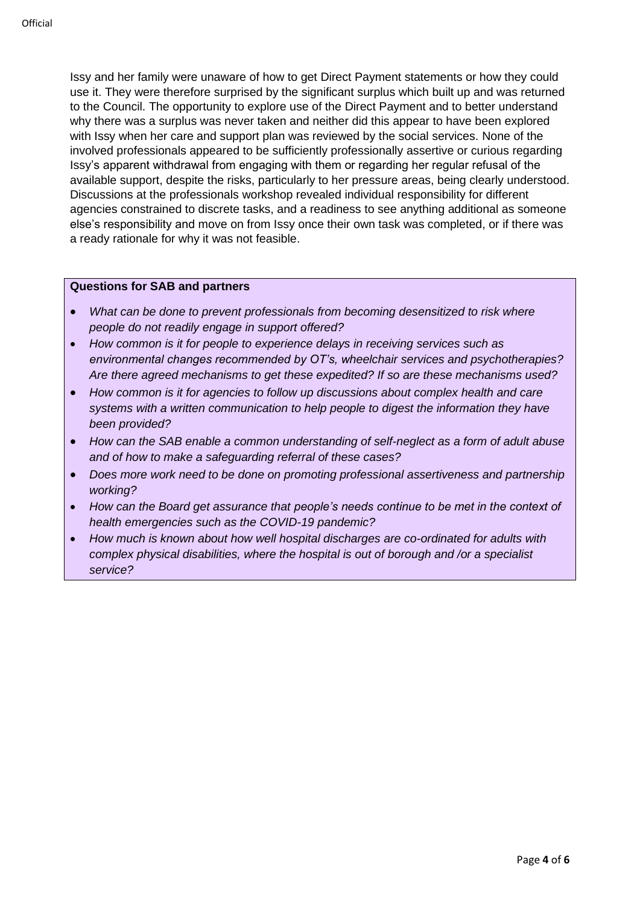Issy and her family were unaware of how to get Direct Payment statements or how they could use it. They were therefore surprised by the significant surplus which built up and was returned to the Council. The opportunity to explore use of the Direct Payment and to better understand why there was a surplus was never taken and neither did this appear to have been explored with Issy when her care and support plan was reviewed by the social services. None of the involved professionals appeared to be sufficiently professionally assertive or curious regarding Issy's apparent withdrawal from engaging with them or regarding her regular refusal of the available support, despite the risks, particularly to her pressure areas, being clearly understood. Discussions at the professionals workshop revealed individual responsibility for different agencies constrained to discrete tasks, and a readiness to see anything additional as someone else's responsibility and move on from Issy once their own task was completed, or if there was a ready rationale for why it was not feasible.

**Questions for SAB and partners**

- *What can be done to prevent professionals from becoming desensitized to risk where people do not readily engage in support offered?*
- *How common is it for people to experience delays in receiving services such as environmental changes recommended by OT's, wheelchair services and psychotherapies? Are there agreed mechanisms to get these expedited? If so are these mechanisms used?*
- *How common is it for agencies to follow up discussions about complex health and care systems with a written communication to help people to digest the information they have been provided?*
- *How can the SAB enable a common understanding of self-neglect as a form of adult abuse and of how to make a safeguarding referral of these cases?*
- *Does more work need to be done on promoting professional assertiveness and partnership working?*
- *How can the Board get assurance that people's needs continue to be met in the context of health emergencies such as the COVID-19 pandemic?*
- *How much is known about how well hospital discharges are co-ordinated for adults with complex physical disabilities, where the hospital is out of borough and /or a specialist service?*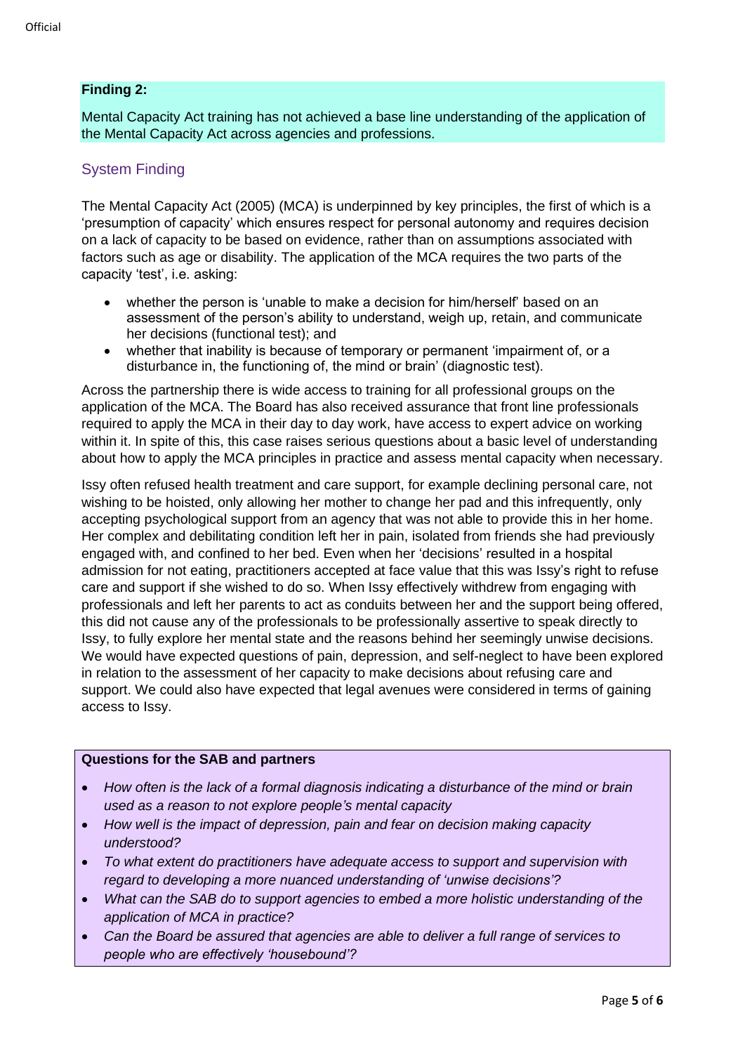**Finding 2:**

Mental Capacity Act training has not achieved a base line understanding of the application of the Mental Capacity Act across agencies and professions.

## System Finding

The Mental Capacity Act (2005) (MCA) is underpinned by key principles, the first of which is a 'presumption of capacity' which ensures respect for personal autonomy and requires decision on a lack of capacity to be based on evidence, rather than on assumptions associated with factors such as age or disability. The application of the MCA requires the two parts of the capacity 'test', i.e. asking:

- whether the person is 'unable to make a decision for him/herself' based on an assessment of the person's ability to understand, weigh up, retain, and communicate her decisions (functional test); and
- whether that inability is because of temporary or permanent 'impairment of, or a disturbance in, the functioning of, the mind or brain' (diagnostic test).

Across the partnership there is wide access to training for all professional groups on the application of the MCA. The Board has also received assurance that front line professionals required to apply the MCA in their day to day work, have access to expert advice on working within it. In spite of this, this case raises serious questions about a basic level of understanding about how to apply the MCA principles in practice and assess mental capacity when necessary.

Issy often refused health treatment and care support, for example declining personal care, not wishing to be hoisted, only allowing her mother to change her pad and this infrequently, only accepting psychological support from an agency that was not able to provide this in her home. Her complex and debilitating condition left her in pain, isolated from friends she had previously engaged with, and confined to her bed. Even when her 'decisions' resulted in a hospital admission for not eating, practitioners accepted at face value that this was Issy's right to refuse care and support if she wished to do so. When Issy effectively withdrew from engaging with professionals and left her parents to act as conduits between her and the support being offered, this did not cause any of the professionals to be professionally assertive to speak directly to Issy, to fully explore her mental state and the reasons behind her seemingly unwise decisions. We would have expected questions of pain, depression, and self-neglect to have been explored in relation to the assessment of her capacity to make decisions about refusing care and support. We could also have expected that legal avenues were considered in terms of gaining access to Issy.

**Questions for the SAB and partners**

- *How often is the lack of a formal diagnosis indicating a disturbance of the mind or brain used as a reason to not explore people's mental capacity*
- *How well is the impact of depression, pain and fear on decision making capacity understood?*
- *To what extent do practitioners have adequate access to support and supervision with regard to developing a more nuanced understanding of 'unwise decisions'?*
- *What can the SAB do to support agencies to embed a more holistic understanding of the application of MCA in practice?*
- *Can the Board be assured that agencies are able to deliver a full range of services to people who are effectively 'housebound'?*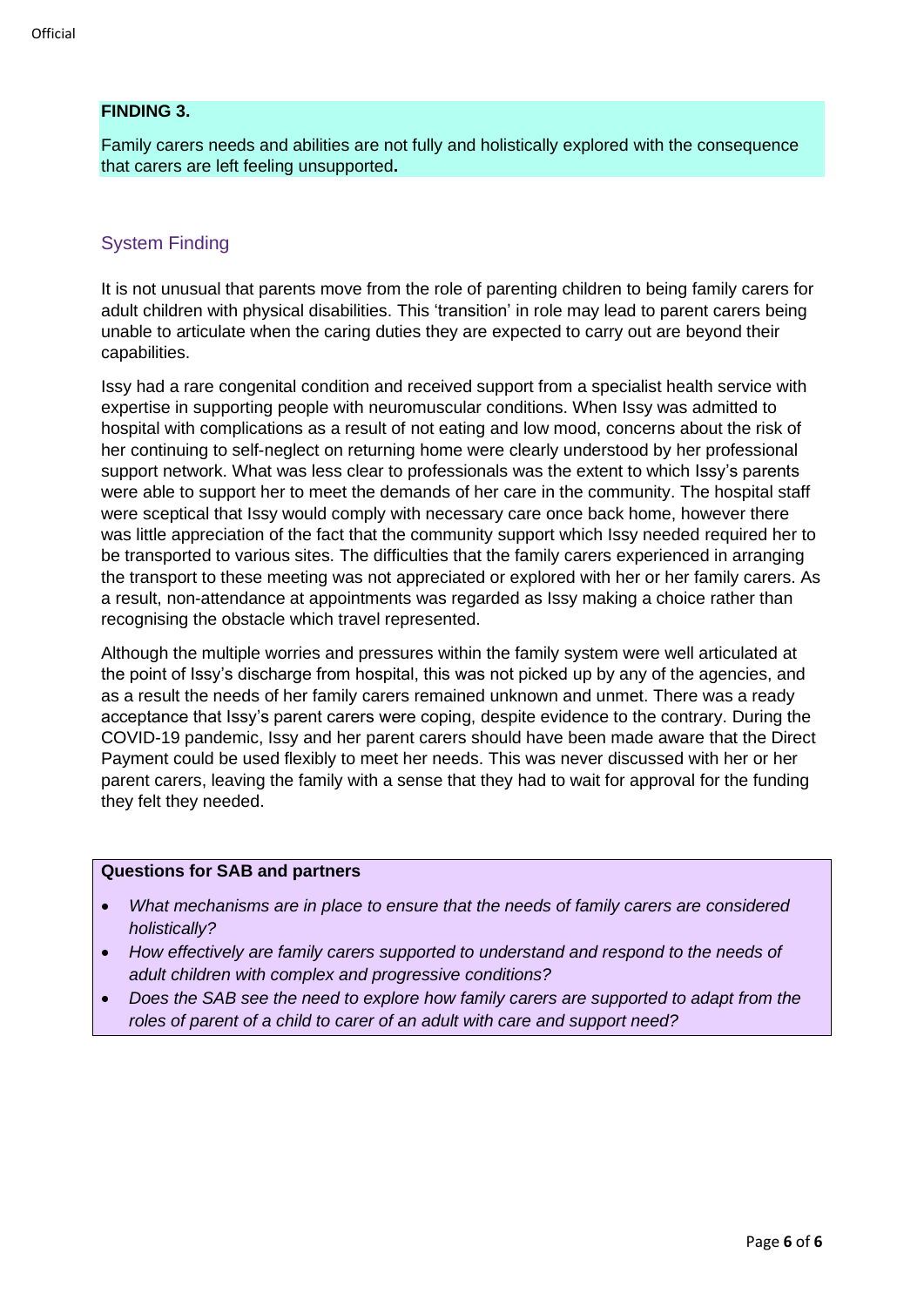**FINDING 3.**

Family carers needs and abilities are not fully and holistically explored with the consequence that carers are left feeling unsupported**.**

## System Finding

It is not unusual that parents move from the role of parenting children to being family carers for adult children with physical disabilities. This 'transition' in role may lead to parent carers being unable to articulate when the caring duties they are expected to carry out are beyond their capabilities.

Issy had a rare congenital condition and received support from a specialist health service with expertise in supporting people with neuromuscular conditions. When Issy was admitted to hospital with complications as a result of not eating and low mood, concerns about the risk of her continuing to self-neglect on returning home were clearly understood by her professional support network. What was less clear to professionals was the extent to which Issy's parents were able to support her to meet the demands of her care in the community. The hospital staff were sceptical that Issy would comply with necessary care once back home, however there was little appreciation of the fact that the community support which Issy needed required her to be transported to various sites. The difficulties that the family carers experienced in arranging the transport to these meeting was not appreciated or explored with her or her family carers. As a result, non-attendance at appointments was regarded as Issy making a choice rather than recognising the obstacle which travel represented.

Although the multiple worries and pressures within the family system were well articulated at the point of Issy's discharge from hospital, this was not picked up by any of the agencies, and as a result the needs of her family carers remained unknown and unmet. There was a ready acceptance that Issy's parent carers were coping, despite evidence to the contrary. During the COVID-19 pandemic, Issy and her parent carers should have been made aware that the Direct Payment could be used flexibly to meet her needs. This was never discussed with her or her parent carers, leaving the family with a sense that they had to wait for approval for the funding they felt they needed.

**Questions for SAB and partners**

- *What mechanisms are in place to ensure that the needs of family carers are considered holistically?*
- *How effectively are family carers supported to understand and respond to the needs of adult children with complex and progressive conditions?*
- *Does the SAB see the need to explore how family carers are supported to adapt from the roles of parent of a child to carer of an adult with care and support need?*